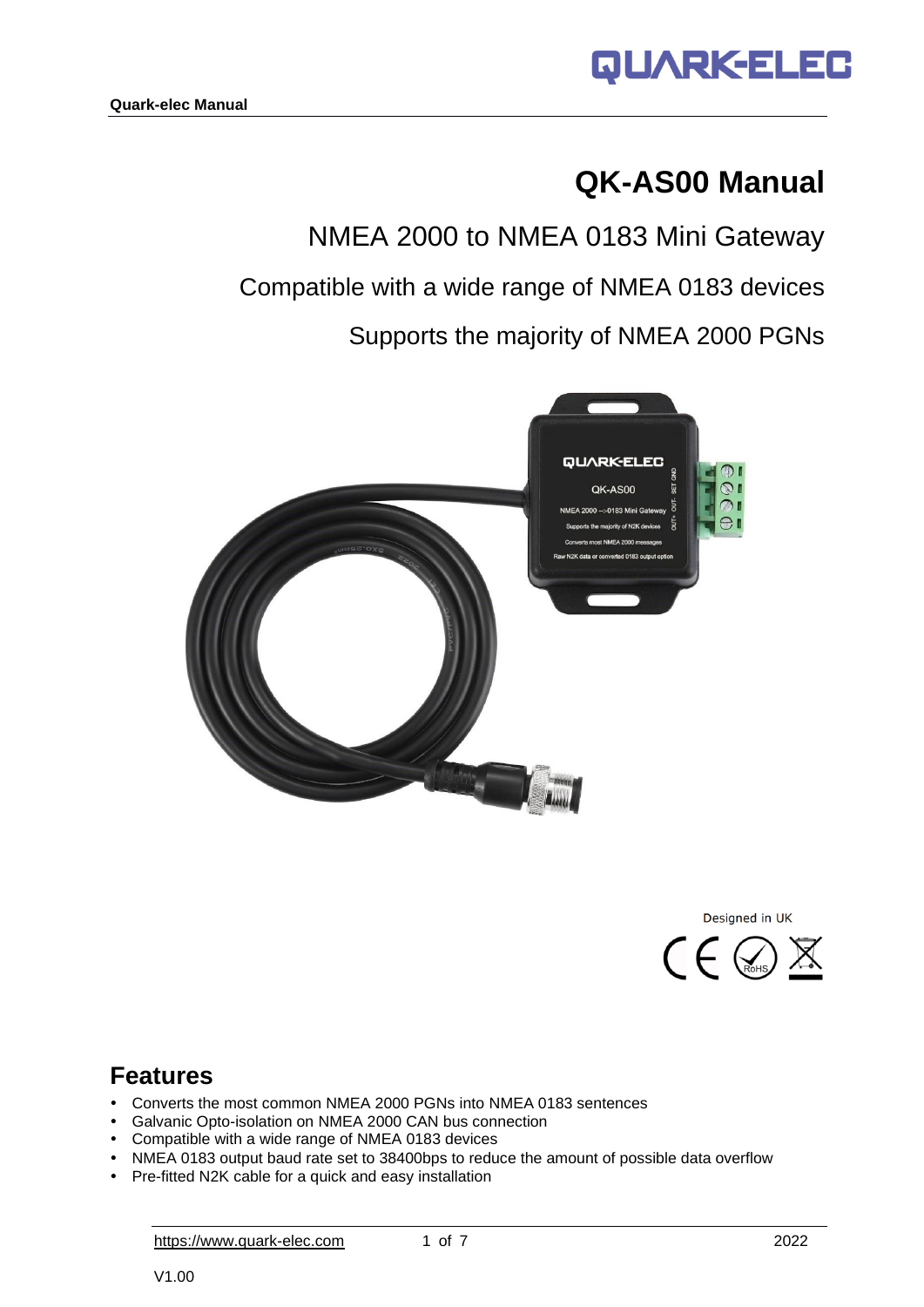# QK-AS00 Manual

NMEA 2000 to NMEA 0183 Mini Gateway

Compatible with a wide range of NMEA 0183 devices

Supports the majority of NMEA 2000 PGNs

Designed in UK

## Features

- Converts the most common NMEA 2000 PGNs into NMEA 0183 sentences
- Galvanic Opto-isolation on NMEA 2000 CAN bus connection
- Compatible with a wide range of NMEA 0183 devices
- NMEA 0183 output baud rate set to 38400bps to reduce the amount of possible data overflow
- Pre-fitted N2K cable for a quick and easy installation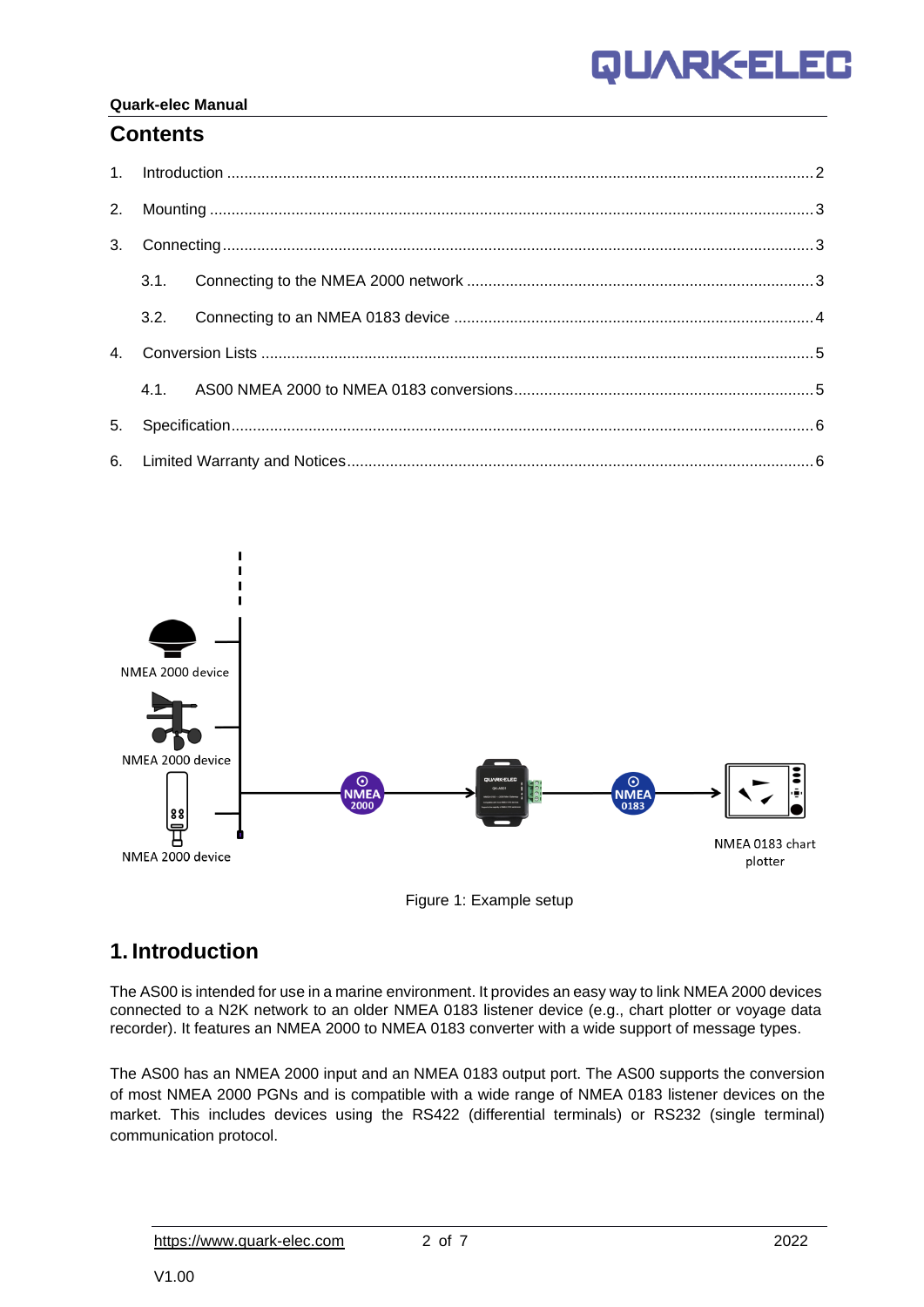## Contents

1. Introduction ........................................ 2
2. Mounting ........................................ 3
3. Connecting ........................................ 3
   - 3.1. Connecting to the NMEA 2000 network ........................................ 3
   - 3.2. Connecting to an NMEA 0183 device ........................................ 4
4. Conversion Lists ........................................ 5
   - 4.1. AS00 NMEA 2000 to NMEA 0183 conversions ........................................ 5
5. Specification ........................................ 6
6. Limited Warranty and Notices ........................................ 6

Figure 1: Example setup

# 1. Introduction

The AS00 is intended for use in a marine environment. It provides an easy way to link NMEA 2000 devices connected to a N2K network to an older NMEA 0183 listener device (e.g., chart plotter or voyage data recorder). It features an NMEA 2000 to NMEA 0183 converter with a wide support of message types.

The AS00 has an NMEA 2000 input and an NMEA 0183 output port. The AS00 supports the conversion of most NMEA 2000 PGNs and is compatible with a wide range of NMEA 0183 listener devices on the market. This includes devices using the RS422 (differential terminals) or RS232 (single terminal) communication protocol.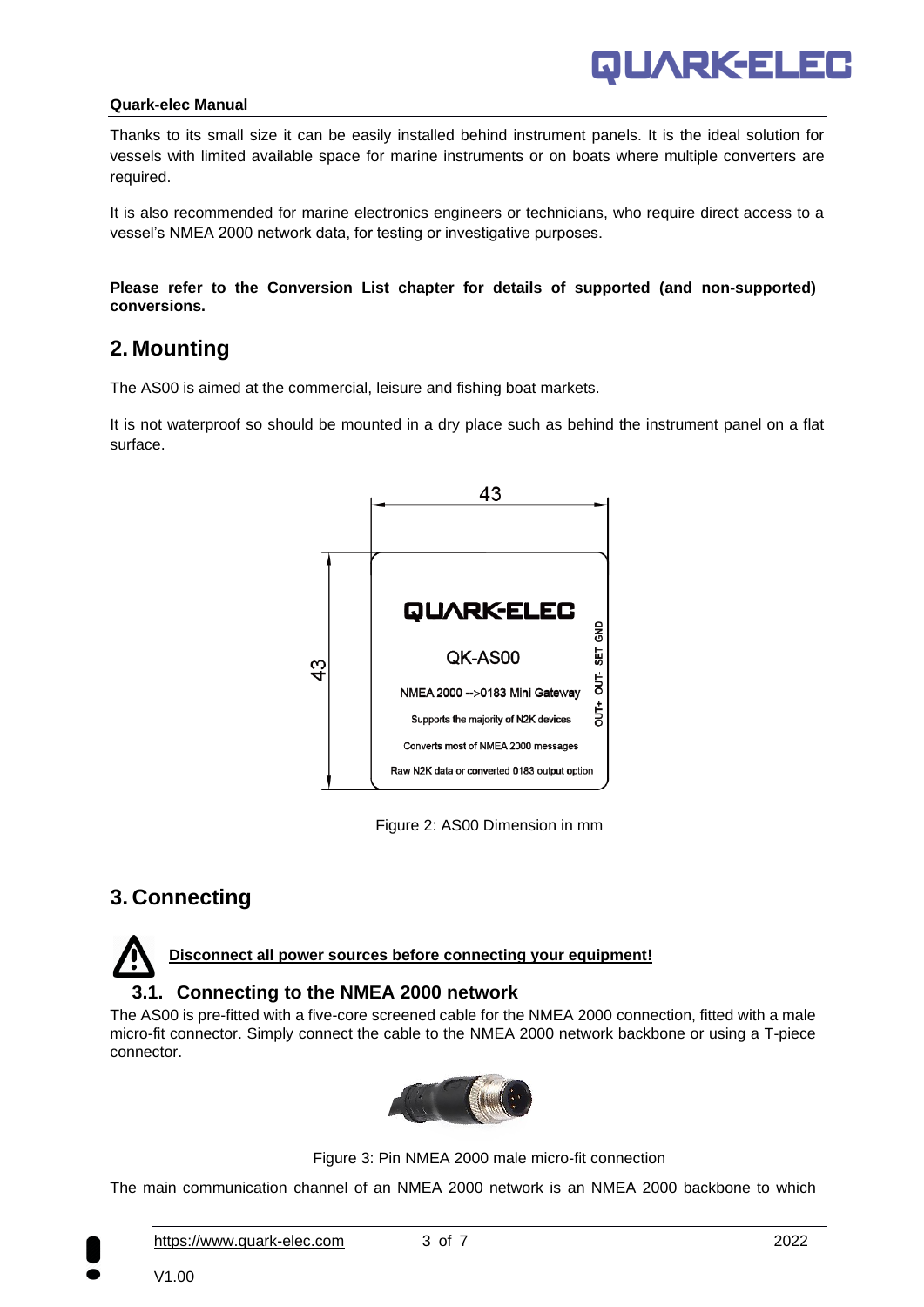Thanks to its small size it can be easily installed behind instrument panels. It is the ideal solution for vessels with limited available space for marine instruments or on boats where multiple converters are required.

It is also recommended for marine electronics engineers or technicians, who require direct access to a vessel's NMEA 2000 network data, for testing or investigative purposes.

**Please refer to the Conversion List chapter for details of supported (and non-supported) conversions.**

# 2. Mounting

The AS00 is aimed at the commercial, leisure and fishing boat markets.

It is not waterproof so should be mounted in a dry place such as behind the instrument panel on a flat surface.

Figure 2: AS00 Dimension in mm

# 3. Connecting

**Disconnect all power sources before connecting your equipment!**

## 3.1. Connecting to the NMEA 2000 network

The AS00 is pre-fitted with a five-core screened cable for the NMEA 2000 connection, fitted with a male micro-fit connector. Simply connect the cable to the NMEA 2000 network backbone or using a T-piece connector.

Figure 3: Pin NMEA 2000 male micro-fit connection

The main communication channel of an NMEA 2000 network is an NMEA 2000 backbone to which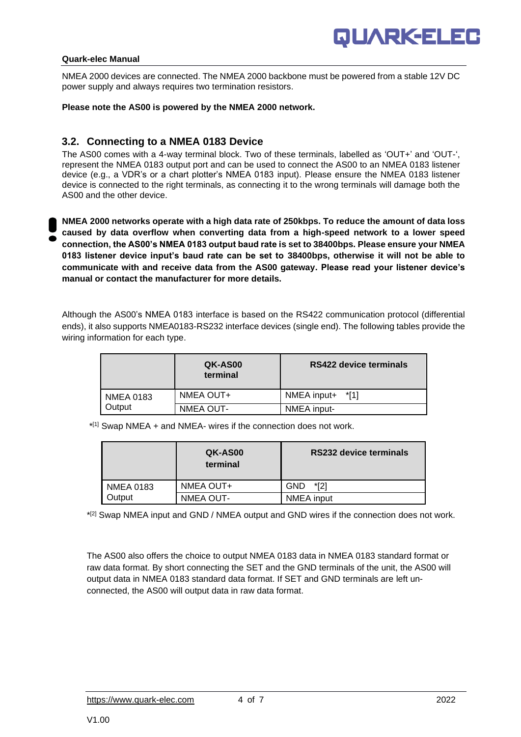NMEA 2000 devices are connected. The NMEA 2000 backbone must be powered from a stable 12V DC power supply and always requires two termination resistors.

**Please note the AS00 is powered by the NMEA 2000 network.**

## 3.2. Connecting to a NMEA 0183 Device

The AS00 comes with a 4-way terminal block. Two of these terminals, labelled as 'OUT+' and 'OUT-', represent the NMEA 0183 output port and can be used to connect the AS00 to an NMEA 0183 listener device (e.g., a VDR's or a chart plotter's NMEA 0183 input). Please ensure the NMEA 0183 listener device is connected to the right terminals, as connecting it to the wrong terminals will damage both the AS00 and the other device.

**NMEA 2000 networks operate with a high data rate of 250kbps. To reduce the amount of data loss caused by data overflow when converting data from a high-speed network to a lower speed connection, the AS00's NMEA 0183 output baud rate is set to 38400bps. Please ensure your NMEA 0183 listener device input's baud rate can be set to 38400bps, otherwise it will not be able to communicate with and receive data from the AS00 gateway. Please read your listener device's manual or contact the manufacturer for more details.**

Although the AS00's NMEA 0183 interface is based on the RS422 communication protocol (differential ends), it also supports NMEA0183-RS232 interface devices (single end). The following tables provide the wiring information for each type.

| | QK-AS00 terminal | RS422 device terminals |
|---|---|---|
| NMEA 0183 Output | NMEA OUT+ | NMEA input+ *[1] |
| | NMEA OUT- | NMEA input- |

*[1] Swap NMEA + and NMEA- wires if the connection does not work.

| | QK-AS00 terminal | RS232 device terminals |
|---|---|---|
| NMEA 0183 Output | NMEA OUT+ | GND *[2] |
| | NMEA OUT- | NMEA input |

*[2] Swap NMEA input and GND / NMEA output and GND wires if the connection does not work.

The AS00 also offers the choice to output NMEA 0183 data in NMEA 0183 standard format or raw data format. By short connecting the SET and the GND terminals of the unit, the AS00 will output data in NMEA 0183 standard data format. If SET and GND terminals are left un-connected, the AS00 will output data in raw data format.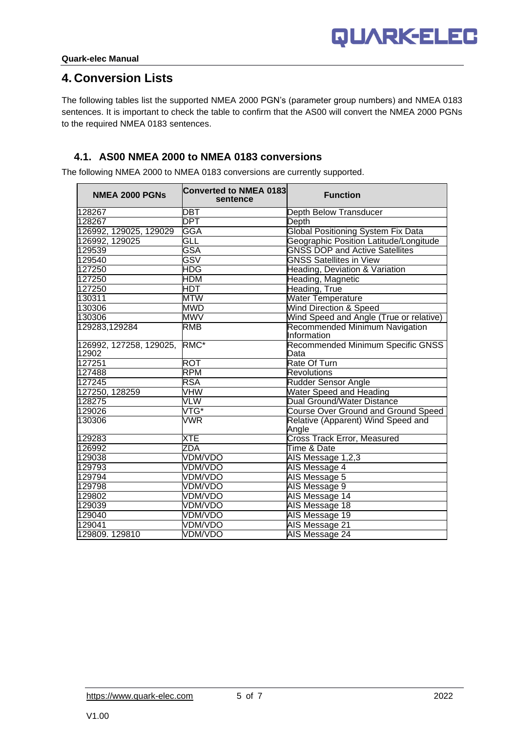# 4. Conversion Lists

The following tables list the supported NMEA 2000 PGN's (parameter group numbers) and NMEA 0183 sentences. It is important to check the table to confirm that the AS00 will convert the NMEA 2000 PGNs to the required NMEA 0183 sentences.

## 4.1. AS00 NMEA 2000 to NMEA 0183 conversions

The following NMEA 2000 to NMEA 0183 conversions are currently supported.

| NMEA 2000 PGNs | Converted to NMEA 0183 sentence | Function |
|---|---|---|
| 128267 | DBT | Depth Below Transducer |
| 128267 | DPT | Depth |
| 126992, 129025, 129029 | GGA | Global Positioning System Fix Data |
| 126992, 129025 | GLL | Geographic Position Latitude/Longitude |
| 129539 | GSA | GNSS DOP and Active Satellites |
| 129540 | GSV | GNSS Satellites in View |
| 127250 | HDG | Heading, Deviation & Variation |
| 127250 | HDM | Heading, Magnetic |
| 127250 | HDT | Heading, True |
| 130311 | MTW | Water Temperature |
| 130306 | MWD | Wind Direction & Speed |
| 130306 | MWV | Wind Speed and Angle (True or relative) |
| 129283,129284 | RMB | Recommended Minimum Navigation Information |
| 126992, 127258, 129025, 12902 | RMC* | Recommended Minimum Specific GNSS Data |
| 127251 | ROT | Rate Of Turn |
| 127488 | RPM | Revolutions |
| 127245 | RSA | Rudder Sensor Angle |
| 127250, 128259 | VHW | Water Speed and Heading |
| 128275 | VLW | Dual Ground/Water Distance |
| 129026 | VTG* | Course Over Ground and Ground Speed |
| 130306 | VWR | Relative (Apparent) Wind Speed and Angle |
| 129283 | XTE | Cross Track Error, Measured |
| 126992 | ZDA | Time & Date |
| 129038 | VDM/VDO | AIS Message 1,2,3 |
| 129793 | VDM/VDO | AIS Message 4 |
| 129794 | VDM/VDO | AIS Message 5 |
| 129798 | VDM/VDO | AIS Message 9 |
| 129802 | VDM/VDO | AIS Message 14 |
| 129039 | VDM/VDO | AIS Message 18 |
| 129040 | VDM/VDO | AIS Message 19 |
| 129041 | VDM/VDO | AIS Message 21 |
| 129809. 129810 | VDM/VDO | AIS Message 24 |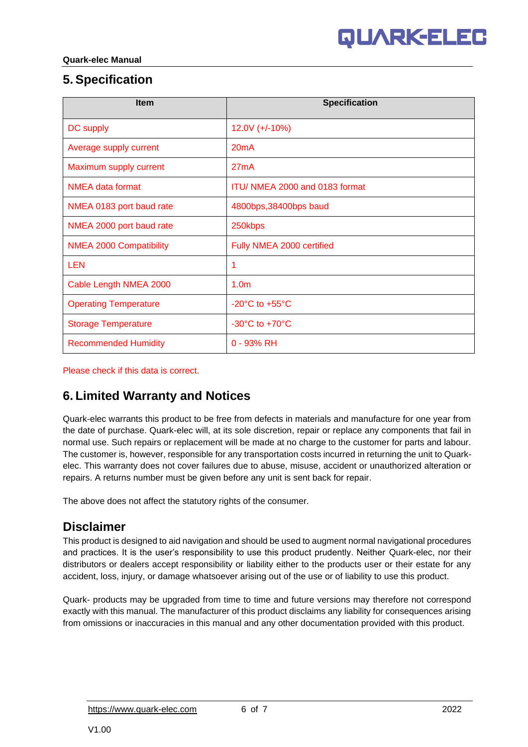## 5. Specification

| Item | Specification |
|---|---|
| DC supply | 12.0V (+/-10%) |
| Average supply current | 20mA |
| Maximum supply current | 27mA |
| NMEA data format | ITU/ NMEA 2000 and 0183 format |
| NMEA 0183 port baud rate | 4800bps,38400bps baud |
| NMEA 2000 port baud rate | 250kbps |
| NMEA 2000 Compatibility | Fully NMEA 2000 certified |
| LEN | 1 |
| Cable Length NMEA 2000 | 1.0m |
| Operating Temperature | -20°C to +55°C |
| Storage Temperature | -30°C to +70°C |
| Recommended Humidity | 0 - 93% RH |

Please check if this data is correct.

## 6. Limited Warranty and Notices

Quark-elec warrants this product to be free from defects in materials and manufacture for one year from the date of purchase. Quark-elec will, at its sole discretion, repair or replace any components that fail in normal use. Such repairs or replacement will be made at no charge to the customer for parts and labour. The customer is, however, responsible for any transportation costs incurred in returning the unit to Quark-elec. This warranty does not cover failures due to abuse, misuse, accident or unauthorized alteration or repairs. A returns number must be given before any unit is sent back for repair.

The above does not affect the statutory rights of the consumer.

## Disclaimer

This product is designed to aid navigation and should be used to augment normal navigational procedures and practices. It is the user's responsibility to use this product prudently. Neither Quark-elec, nor their distributors or dealers accept responsibility or liability either to the products user or their estate for any accident, loss, injury, or damage whatsoever arising out of the use or of liability to use this product.

Quark- products may be upgraded from time to time and future versions may therefore not correspond exactly with this manual. The manufacturer of this product disclaims any liability for consequences arising from omissions or inaccuracies in this manual and any other documentation provided with this product.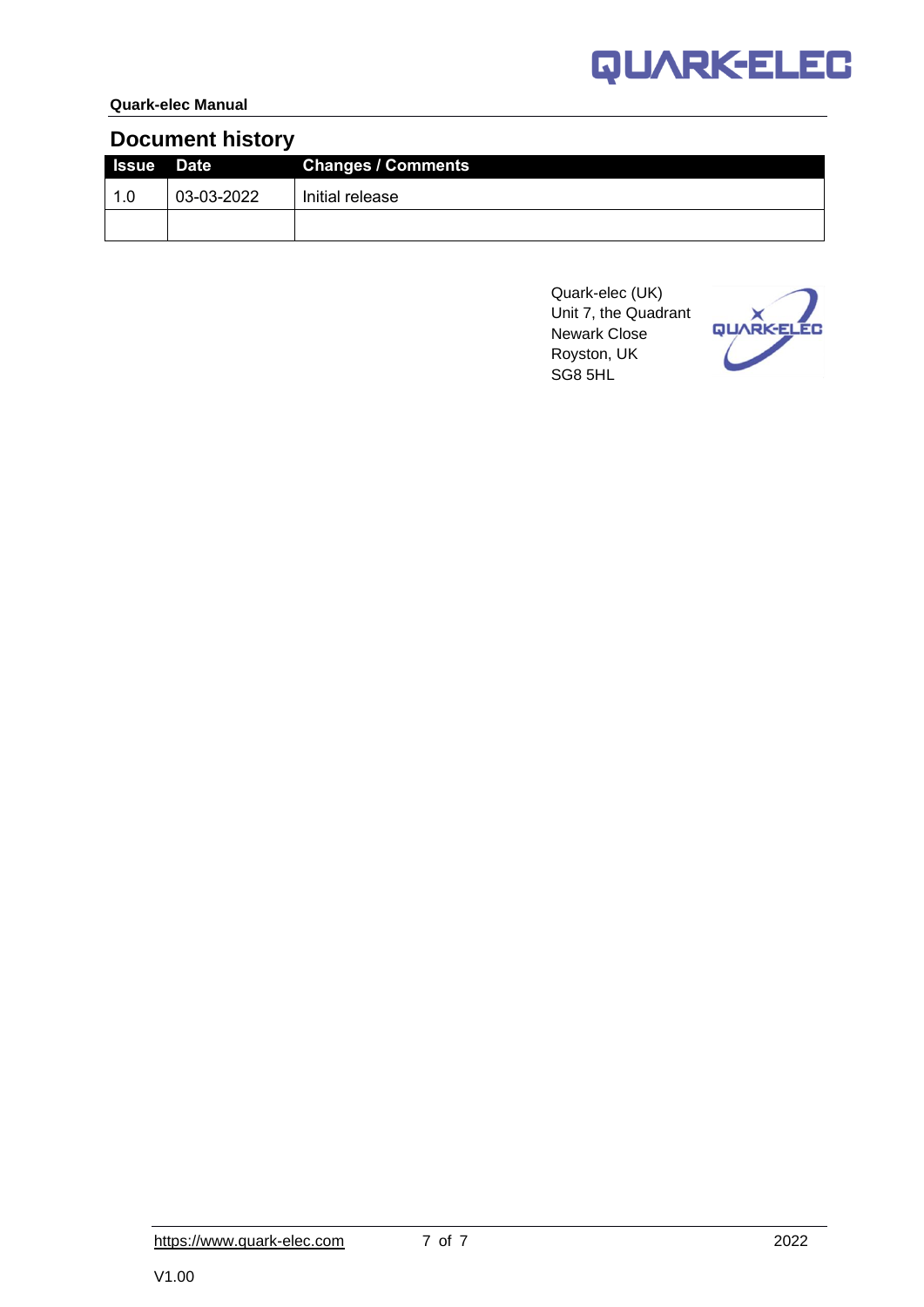# Document history

| Issue | Date | Changes / Comments |
|---|---|---|
| 1.0 | 03-03-2022 | Initial release |
| | | |

Quark-elec (UK)
Unit 7, the Quadrant
Newark Close
Royston, UK
SG8 5HL